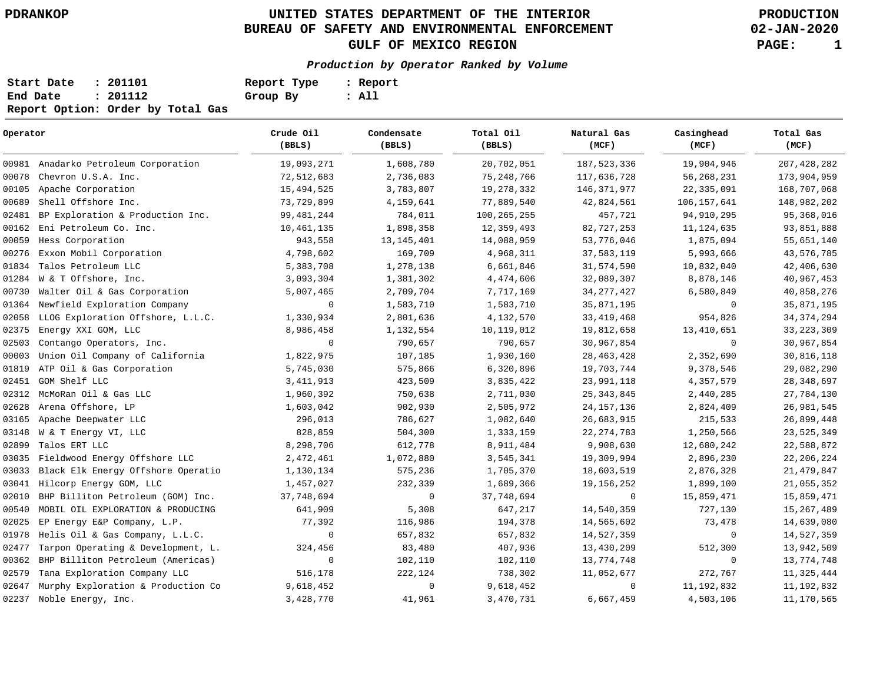PDRANKOP

# UNITED STATES DEPARTMENT OF THE INTERIOR
## BUREAU OF SAFETY AND ENVIRONMENTAL ENFORCEMENT
## GULF OF MEXICO REGION

PRODUCTION
02-JAN-2020

***Production by Operator Ranked by Volume***

**Start Date : 201101**
**End Date : 201112**
**Report Option: Order by Total Gas**
**Report Type : Report**
**Group By : All**

| Operator | Crude Oil (BBLS) | Condensate (BBLS) | Total Oil (BBLS) | Natural Gas (MCF) | Casinghead (MCF) | Total Gas (MCF) |
|---|---|---|---|---|---|---|
| 00981 Anadarko Petroleum Corporation | 19,093,271 | 1,608,780 | 20,702,051 | 187,523,336 | 19,904,946 | 207,428,282 |
| 00078 Chevron U.S.A. Inc. | 72,512,683 | 2,736,083 | 75,248,766 | 117,636,728 | 56,268,231 | 173,904,959 |
| 00105 Apache Corporation | 15,494,525 | 3,783,807 | 19,278,332 | 146,371,977 | 22,335,091 | 168,707,068 |
| 00689 Shell Offshore Inc. | 73,729,899 | 4,159,641 | 77,889,540 | 42,824,561 | 106,157,641 | 148,982,202 |
| 02481 BP Exploration & Production Inc. | 99,481,244 | 784,011 | 100,265,255 | 457,721 | 94,910,295 | 95,368,016 |
| 00162 Eni Petroleum Co. Inc. | 10,461,135 | 1,898,358 | 12,359,493 | 82,727,253 | 11,124,635 | 93,851,888 |
| 00059 Hess Corporation | 943,558 | 13,145,401 | 14,088,959 | 53,776,046 | 1,875,094 | 55,651,140 |
| 00276 Exxon Mobil Corporation | 4,798,602 | 169,709 | 4,968,311 | 37,583,119 | 5,993,666 | 43,576,785 |
| 01834 Talos Petroleum LLC | 5,383,708 | 1,278,138 | 6,661,846 | 31,574,590 | 10,832,040 | 42,406,630 |
| 01284 W & T Offshore, Inc. | 3,093,304 | 1,381,302 | 4,474,606 | 32,089,307 | 8,878,146 | 40,967,453 |
| 00730 Walter Oil & Gas Corporation | 5,007,465 | 2,709,704 | 7,717,169 | 34,277,427 | 6,580,849 | 40,858,276 |
| 01364 Newfield Exploration Company | 0 | 1,583,710 | 1,583,710 | 35,871,195 | 0 | 35,871,195 |
| 02058 LLOG Exploration Offshore, L.L.C. | 1,330,934 | 2,801,636 | 4,132,570 | 33,419,468 | 954,826 | 34,374,294 |
| 02375 Energy XXI GOM, LLC | 8,986,458 | 1,132,554 | 10,119,012 | 19,812,658 | 13,410,651 | 33,223,309 |
| 02503 Contango Operators, Inc. | 0 | 790,657 | 790,657 | 30,967,854 | 0 | 30,967,854 |
| 00003 Union Oil Company of California | 1,822,975 | 107,185 | 1,930,160 | 28,463,428 | 2,352,690 | 30,816,118 |
| 01819 ATP Oil & Gas Corporation | 5,745,030 | 575,866 | 6,320,896 | 19,703,744 | 9,378,546 | 29,082,290 |
| 02451 GOM Shelf LLC | 3,411,913 | 423,509 | 3,835,422 | 23,991,118 | 4,357,579 | 28,348,697 |
| 02312 McMoRan Oil & Gas LLC | 1,960,392 | 750,638 | 2,711,030 | 25,343,845 | 2,440,285 | 27,784,130 |
| 02628 Arena Offshore, LP | 1,603,042 | 902,930 | 2,505,972 | 24,157,136 | 2,824,409 | 26,981,545 |
| 03165 Apache Deepwater LLC | 296,013 | 786,627 | 1,082,640 | 26,683,915 | 215,533 | 26,899,448 |
| 03148 W & T Energy VI, LLC | 828,859 | 504,300 | 1,333,159 | 22,274,783 | 1,250,566 | 23,525,349 |
| 02899 Talos ERT LLC | 8,298,706 | 612,778 | 8,911,484 | 9,908,630 | 12,680,242 | 22,588,872 |
| 03035 Fieldwood Energy Offshore LLC | 2,472,461 | 1,072,880 | 3,545,341 | 19,309,994 | 2,896,230 | 22,206,224 |
| 03033 Black Elk Energy Offshore Operatio | 1,130,134 | 575,236 | 1,705,370 | 18,603,519 | 2,876,328 | 21,479,847 |
| 03041 Hilcorp Energy GOM, LLC | 1,457,027 | 232,339 | 1,689,366 | 19,156,252 | 1,899,100 | 21,055,352 |
| 02010 BHP Billiton Petroleum (GOM) Inc. | 37,748,694 | 0 | 37,748,694 | 0 | 15,859,471 | 15,859,471 |
| 00540 MOBIL OIL EXPLORATION & PRODUCING | 641,909 | 5,308 | 647,217 | 14,540,359 | 727,130 | 15,267,489 |
| 02025 EP Energy E&P Company, L.P. | 77,392 | 116,986 | 194,378 | 14,565,602 | 73,478 | 14,639,080 |
| 01978 Helis Oil & Gas Company, L.L.C. | 0 | 657,832 | 657,832 | 14,527,359 | 0 | 14,527,359 |
| 02477 Tarpon Operating & Development, L. | 324,456 | 83,480 | 407,936 | 13,430,209 | 512,300 | 13,942,509 |
| 00362 BHP Billiton Petroleum (Americas) | 0 | 102,110 | 102,110 | 13,774,748 | 0 | 13,774,748 |
| 02579 Tana Exploration Company LLC | 516,178 | 222,124 | 738,302 | 11,052,677 | 272,767 | 11,325,444 |
| 02647 Murphy Exploration & Production Co | 9,618,452 | 0 | 9,618,452 | 0 | 11,192,832 | 11,192,832 |
| 02237 Noble Energy, Inc. | 3,428,770 | 41,961 | 3,470,731 | 6,667,459 | 4,503,106 | 11,170,565 |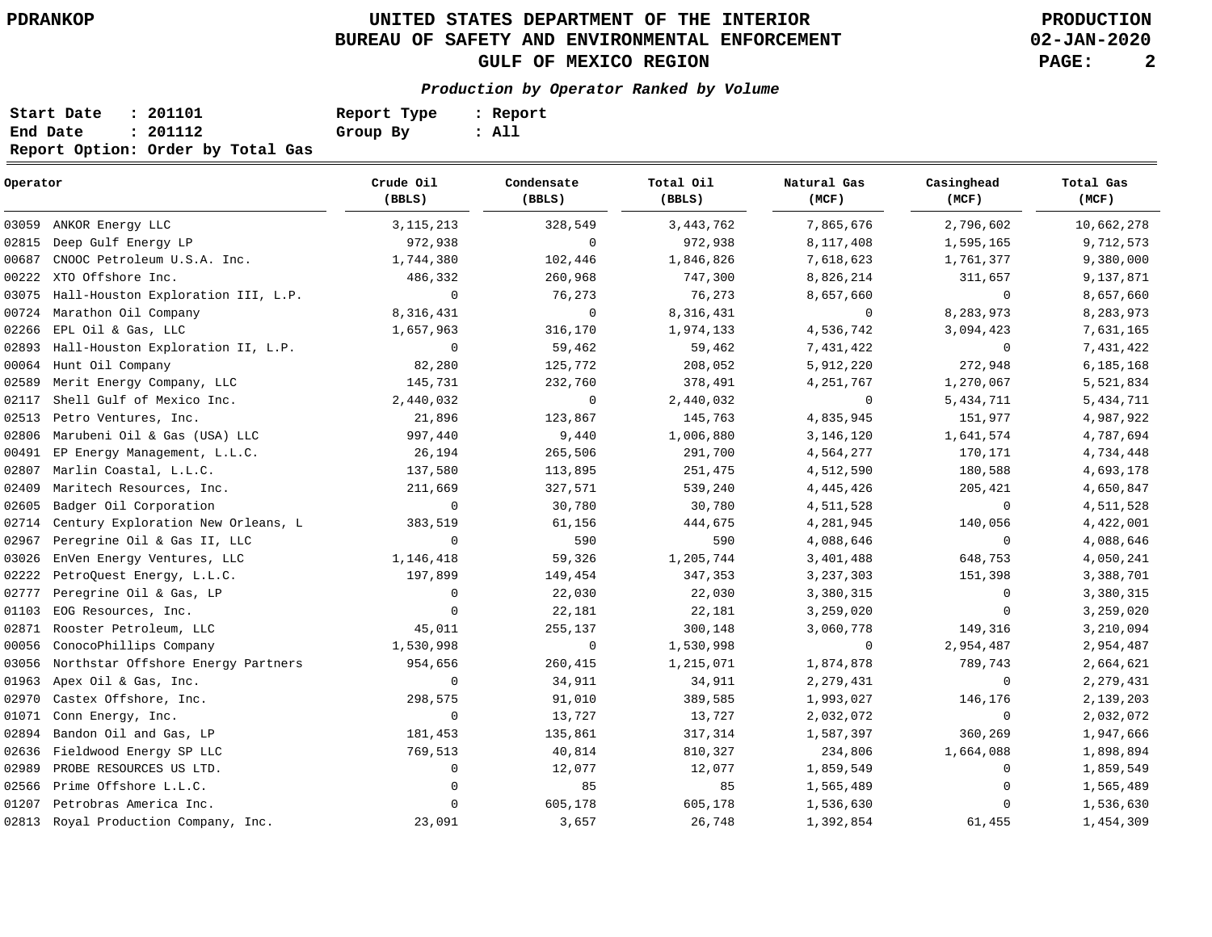UNITED STATES DEPARTMENT OF THE INTERIOR
BUREAU OF SAFETY AND ENVIRONMENTAL ENFORCEMENT
GULF OF MEXICO REGION

PDRANKOP — PRODUCTION — 02-JAN-2020

***Production by Operator Ranked by Volume***

**Start Date : 201101** — **Report Type : Report**
**End Date : 201112** — **Group By : All**
**Report Option: Order by Total Gas**

| Operator | | Crude Oil (BBLS) | Condensate (BBLS) | Total Oil (BBLS) | Natural Gas (MCF) | Casinghead (MCF) | Total Gas (MCF) |
|---|---|---|---|---|---|---|---|
| 03059 | ANKOR Energy LLC | 3,115,213 | 328,549 | 3,443,762 | 7,865,676 | 2,796,602 | 10,662,278 |
| 02815 | Deep Gulf Energy LP | 972,938 | 0 | 972,938 | 8,117,408 | 1,595,165 | 9,712,573 |
| 00687 | CNOOC Petroleum U.S.A. Inc. | 1,744,380 | 102,446 | 1,846,826 | 7,618,623 | 1,761,377 | 9,380,000 |
| 00222 | XTO Offshore Inc. | 486,332 | 260,968 | 747,300 | 8,826,214 | 311,657 | 9,137,871 |
| 03075 | Hall-Houston Exploration III, L.P. | 0 | 76,273 | 76,273 | 8,657,660 | 0 | 8,657,660 |
| 00724 | Marathon Oil Company | 8,316,431 | 0 | 8,316,431 | 0 | 8,283,973 | 8,283,973 |
| 02266 | EPL Oil & Gas, LLC | 1,657,963 | 316,170 | 1,974,133 | 4,536,742 | 3,094,423 | 7,631,165 |
| 02893 | Hall-Houston Exploration II, L.P. | 0 | 59,462 | 59,462 | 7,431,422 | 0 | 7,431,422 |
| 00064 | Hunt Oil Company | 82,280 | 125,772 | 208,052 | 5,912,220 | 272,948 | 6,185,168 |
| 02589 | Merit Energy Company, LLC | 145,731 | 232,760 | 378,491 | 4,251,767 | 1,270,067 | 5,521,834 |
| 02117 | Shell Gulf of Mexico Inc. | 2,440,032 | 0 | 2,440,032 | 0 | 5,434,711 | 5,434,711 |
| 02513 | Petro Ventures, Inc. | 21,896 | 123,867 | 145,763 | 4,835,945 | 151,977 | 4,987,922 |
| 02806 | Marubeni Oil & Gas (USA) LLC | 997,440 | 9,440 | 1,006,880 | 3,146,120 | 1,641,574 | 4,787,694 |
| 00491 | EP Energy Management, L.L.C. | 26,194 | 265,506 | 291,700 | 4,564,277 | 170,171 | 4,734,448 |
| 02807 | Marlin Coastal, L.L.C. | 137,580 | 113,895 | 251,475 | 4,512,590 | 180,588 | 4,693,178 |
| 02409 | Maritech Resources, Inc. | 211,669 | 327,571 | 539,240 | 4,445,426 | 205,421 | 4,650,847 |
| 02605 | Badger Oil Corporation | 0 | 30,780 | 30,780 | 4,511,528 | 0 | 4,511,528 |
| 02714 | Century Exploration New Orleans, L | 383,519 | 61,156 | 444,675 | 4,281,945 | 140,056 | 4,422,001 |
| 02967 | Peregrine Oil & Gas II, LLC | 0 | 590 | 590 | 4,088,646 | 0 | 4,088,646 |
| 03026 | EnVen Energy Ventures, LLC | 1,146,418 | 59,326 | 1,205,744 | 3,401,488 | 648,753 | 4,050,241 |
| 02222 | PetroQuest Energy, L.L.C. | 197,899 | 149,454 | 347,353 | 3,237,303 | 151,398 | 3,388,701 |
| 02777 | Peregrine Oil & Gas, LP | 0 | 22,030 | 22,030 | 3,380,315 | 0 | 3,380,315 |
| 01103 | EOG Resources, Inc. | 0 | 22,181 | 22,181 | 3,259,020 | 0 | 3,259,020 |
| 02871 | Rooster Petroleum, LLC | 45,011 | 255,137 | 300,148 | 3,060,778 | 149,316 | 3,210,094 |
| 00056 | ConocoPhillips Company | 1,530,998 | 0 | 1,530,998 | 0 | 2,954,487 | 2,954,487 |
| 03056 | Northstar Offshore Energy Partners | 954,656 | 260,415 | 1,215,071 | 1,874,878 | 789,743 | 2,664,621 |
| 01963 | Apex Oil & Gas, Inc. | 0 | 34,911 | 34,911 | 2,279,431 | 0 | 2,279,431 |
| 02970 | Castex Offshore, Inc. | 298,575 | 91,010 | 389,585 | 1,993,027 | 146,176 | 2,139,203 |
| 01071 | Conn Energy, Inc. | 0 | 13,727 | 13,727 | 2,032,072 | 0 | 2,032,072 |
| 02894 | Bandon Oil and Gas, LP | 181,453 | 135,861 | 317,314 | 1,587,397 | 360,269 | 1,947,666 |
| 02636 | Fieldwood Energy SP LLC | 769,513 | 40,814 | 810,327 | 234,806 | 1,664,088 | 1,898,894 |
| 02989 | PROBE RESOURCES US LTD. | 0 | 12,077 | 12,077 | 1,859,549 | 0 | 1,859,549 |
| 02566 | Prime Offshore L.L.C. | 0 | 85 | 85 | 1,565,489 | 0 | 1,565,489 |
| 01207 | Petrobras America Inc. | 0 | 605,178 | 605,178 | 1,536,630 | 0 | 1,536,630 |
| 02813 | Royal Production Company, Inc. | 23,091 | 3,657 | 26,748 | 1,392,854 | 61,455 | 1,454,309 |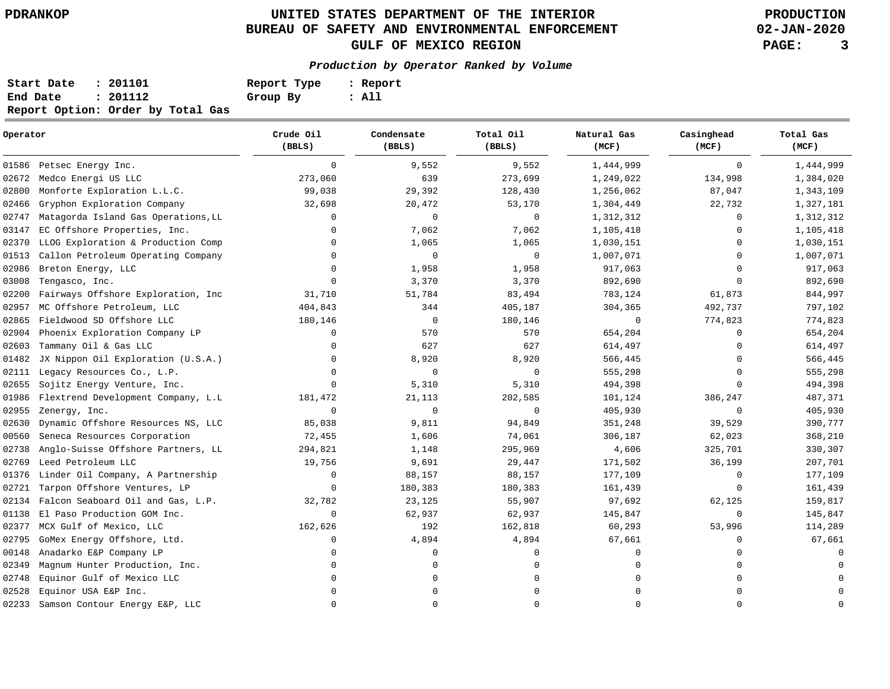# UNITED STATES DEPARTMENT OF THE INTERIOR
## BUREAU OF SAFETY AND ENVIRONMENTAL ENFORCEMENT
## GULF OF MEXICO REGION

PDRANKOP

PRODUCTION
02-JAN-2020

***Production by Operator Ranked by Volume***

**Start Date : 201101** **Report Type : Report**
**End Date : 201112** **Group By : All**
**Report Option: Order by Total Gas**

| Operator | Crude Oil (BBLS) | Condensate (BBLS) | Total Oil (BBLS) | Natural Gas (MCF) | Casinghead (MCF) | Total Gas (MCF) |
|---|---|---|---|---|---|---|
| 01586 Petsec Energy Inc. | 0 | 9,552 | 9,552 | 1,444,999 | 0 | 1,444,999 |
| 02672 Medco Energi US LLC | 273,060 | 639 | 273,699 | 1,249,022 | 134,998 | 1,384,020 |
| 02800 Monforte Exploration L.L.C. | 99,038 | 29,392 | 128,430 | 1,256,062 | 87,047 | 1,343,109 |
| 02466 Gryphon Exploration Company | 32,698 | 20,472 | 53,170 | 1,304,449 | 22,732 | 1,327,181 |
| 02747 Matagorda Island Gas Operations,LL | 0 | 0 | 0 | 1,312,312 | 0 | 1,312,312 |
| 03147 EC Offshore Properties, Inc. | 0 | 7,062 | 7,062 | 1,105,418 | 0 | 1,105,418 |
| 02370 LLOG Exploration & Production Comp | 0 | 1,065 | 1,065 | 1,030,151 | 0 | 1,030,151 |
| 01513 Callon Petroleum Operating Company | 0 | 0 | 0 | 1,007,071 | 0 | 1,007,071 |
| 02986 Breton Energy, LLC | 0 | 1,958 | 1,958 | 917,063 | 0 | 917,063 |
| 03008 Tengasco, Inc. | 0 | 3,370 | 3,370 | 892,690 | 0 | 892,690 |
| 02200 Fairways Offshore Exploration, Inc | 31,710 | 51,784 | 83,494 | 783,124 | 61,873 | 844,997 |
| 02957 MC Offshore Petroleum, LLC | 404,843 | 344 | 405,187 | 304,365 | 492,737 | 797,102 |
| 02865 Fieldwood SD Offshore LLC | 180,146 | 0 | 180,146 | 0 | 774,823 | 774,823 |
| 02904 Phoenix Exploration Company LP | 0 | 570 | 570 | 654,204 | 0 | 654,204 |
| 02603 Tammany Oil & Gas LLC | 0 | 627 | 627 | 614,497 | 0 | 614,497 |
| 01482 JX Nippon Oil Exploration (U.S.A.) | 0 | 8,920 | 8,920 | 566,445 | 0 | 566,445 |
| 02111 Legacy Resources Co., L.P. | 0 | 0 | 0 | 555,298 | 0 | 555,298 |
| 02655 Sojitz Energy Venture, Inc. | 0 | 5,310 | 5,310 | 494,398 | 0 | 494,398 |
| 01986 Flextrend Development Company, L.L | 181,472 | 21,113 | 202,585 | 101,124 | 386,247 | 487,371 |
| 02955 Zenergy, Inc. | 0 | 0 | 0 | 405,930 | 0 | 405,930 |
| 02630 Dynamic Offshore Resources NS, LLC | 85,038 | 9,811 | 94,849 | 351,248 | 39,529 | 390,777 |
| 00560 Seneca Resources Corporation | 72,455 | 1,606 | 74,061 | 306,187 | 62,023 | 368,210 |
| 02738 Anglo-Suisse Offshore Partners, LL | 294,821 | 1,148 | 295,969 | 4,606 | 325,701 | 330,307 |
| 02769 Leed Petroleum LLC | 19,756 | 9,691 | 29,447 | 171,502 | 36,199 | 207,701 |
| 01376 Linder Oil Company, A Partnership | 0 | 88,157 | 88,157 | 177,109 | 0 | 177,109 |
| 02721 Tarpon Offshore Ventures, LP | 0 | 180,383 | 180,383 | 161,439 | 0 | 161,439 |
| 02134 Falcon Seaboard Oil and Gas, L.P. | 32,782 | 23,125 | 55,907 | 97,692 | 62,125 | 159,817 |
| 01138 El Paso Production GOM Inc. | 0 | 62,937 | 62,937 | 145,847 | 0 | 145,847 |
| 02377 MCX Gulf of Mexico, LLC | 162,626 | 192 | 162,818 | 60,293 | 53,996 | 114,289 |
| 02795 GoMex Energy Offshore, Ltd. | 0 | 4,894 | 4,894 | 67,661 | 0 | 67,661 |
| 00148 Anadarko E&P Company LP | 0 | 0 | 0 | 0 | 0 | 0 |
| 02349 Magnum Hunter Production, Inc. | 0 | 0 | 0 | 0 | 0 | 0 |
| 02748 Equinor Gulf of Mexico LLC | 0 | 0 | 0 | 0 | 0 | 0 |
| 02528 Equinor USA E&P Inc. | 0 | 0 | 0 | 0 | 0 | 0 |
| 02233 Samson Contour Energy E&P, LLC | 0 | 0 | 0 | 0 | 0 | 0 |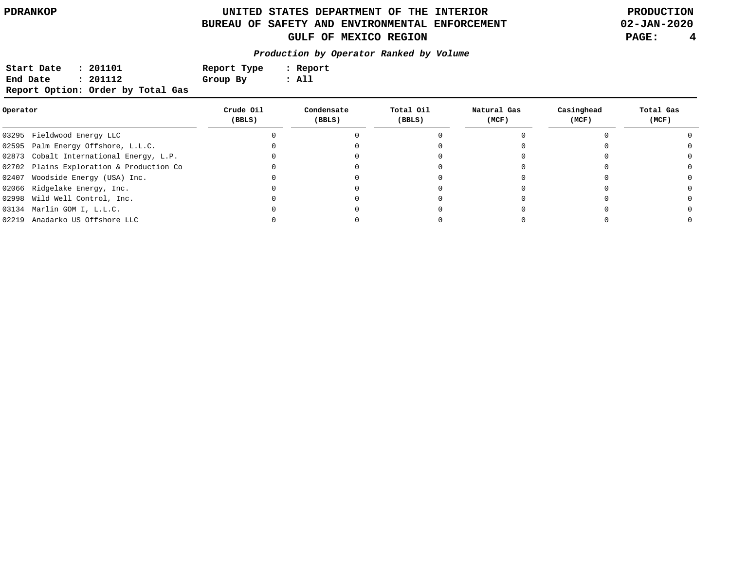# UNITED STATES DEPARTMENT OF THE INTERIOR
## BUREAU OF SAFETY AND ENVIRONMENTAL ENFORCEMENT
## GULF OF MEXICO REGION

***Production by Operator Ranked by Volume***

**Start Date : 201101** **Report Type : Report**
**End Date : 201112** **Group By : All**
**Report Option: Order by Total Gas**

| Operator | Crude Oil (BBLS) | Condensate (BBLS) | Total Oil (BBLS) | Natural Gas (MCF) | Casinghead (MCF) | Total Gas (MCF) |
|---|---|---|---|---|---|---|
| 03295 Fieldwood Energy LLC | 0 | 0 | 0 | 0 | 0 | 0 |
| 02595 Palm Energy Offshore, L.L.C. | 0 | 0 | 0 | 0 | 0 | 0 |
| 02873 Cobalt International Energy, L.P. | 0 | 0 | 0 | 0 | 0 | 0 |
| 02702 Plains Exploration & Production Co | 0 | 0 | 0 | 0 | 0 | 0 |
| 02407 Woodside Energy (USA) Inc. | 0 | 0 | 0 | 0 | 0 | 0 |
| 02066 Ridgelake Energy, Inc. | 0 | 0 | 0 | 0 | 0 | 0 |
| 02998 Wild Well Control, Inc. | 0 | 0 | 0 | 0 | 0 | 0 |
| 03134 Marlin GOM I, L.L.C. | 0 | 0 | 0 | 0 | 0 | 0 |
| 02219 Anadarko US Offshore LLC | 0 | 0 | 0 | 0 | 0 | 0 |